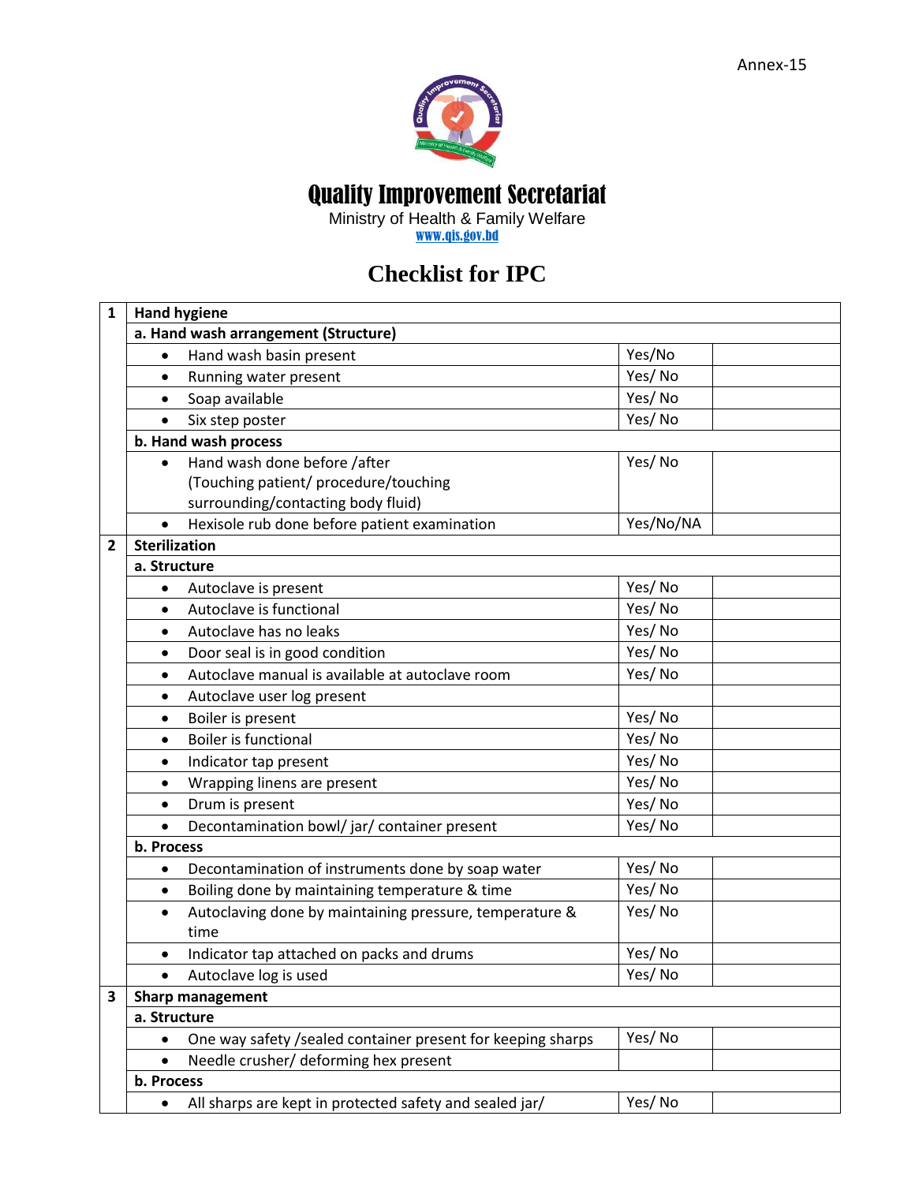Annex-15

# Quality Improvement Secretariat

Ministry of Health & Family Welfare

www.qis.gov.bd

## Checklist for IPC

| | | | |
|---|---|---|---|
| **1** | **Hand hygiene** | | |
| | **a. Hand wash arrangement (Structure)** | | |
| | • Hand wash basin present | Yes/No | |
| | • Running water present | Yes/ No | |
| | • Soap available | Yes/ No | |
| | • Six step poster | Yes/ No | |
| | **b. Hand wash process** | | |
| | • Hand wash done before /after (Touching patient/ procedure/touching surrounding/contacting body fluid) | Yes/ No | |
| | • Hexisole rub done before patient examination | Yes/No/NA | |
| **2** | **Sterilization** | | |
| | **a. Structure** | | |
| | • Autoclave is present | Yes/ No | |
| | • Autoclave is functional | Yes/ No | |
| | • Autoclave has no leaks | Yes/ No | |
| | • Door seal is in good condition | Yes/ No | |
| | • Autoclave manual is available at autoclave room | Yes/ No | |
| | • Autoclave user log present | | |
| | • Boiler is present | Yes/ No | |
| | • Boiler is functional | Yes/ No | |
| | • Indicator tap present | Yes/ No | |
| | • Wrapping linens are present | Yes/ No | |
| | • Drum is present | Yes/ No | |
| | • Decontamination bowl/ jar/ container present | Yes/ No | |
| | **b. Process** | | |
| | • Decontamination of instruments done by soap water | Yes/ No | |
| | • Boiling done by maintaining temperature & time | Yes/ No | |
| | • Autoclaving done by maintaining pressure, temperature & time | Yes/ No | |
| | • Indicator tap attached on packs and drums | Yes/ No | |
| | • Autoclave log is used | Yes/ No | |
| **3** | **Sharp management** | | |
| | **a. Structure** | | |
| | • One way safety /sealed container present for keeping sharps | Yes/ No | |
| | • Needle crusher/ deforming hex present | | |
| | **b. Process** | | |
| | • All sharps are kept in protected safety and sealed jar/ | Yes/ No | |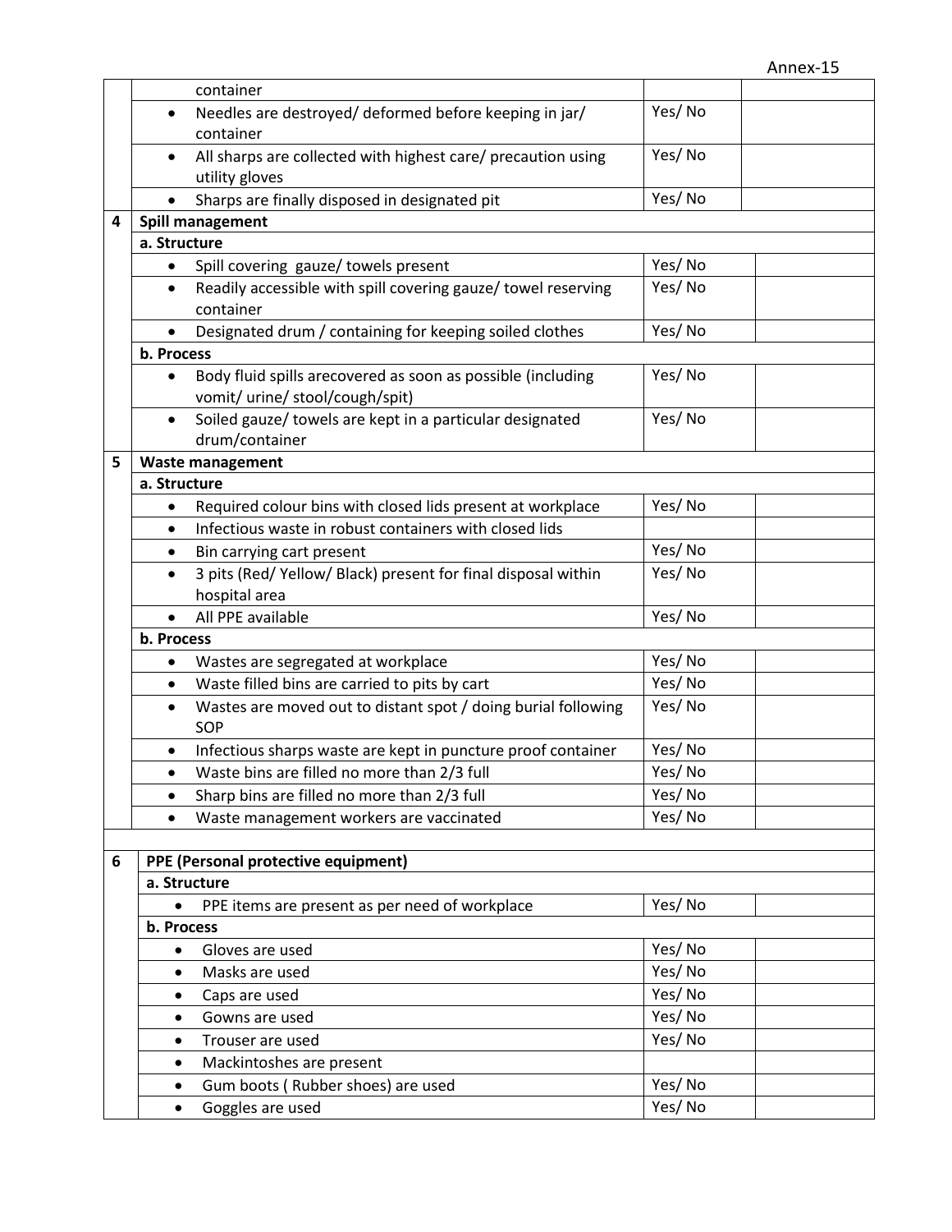Annex-15

| | | | |
|---|---|---|---|
| | container | | |
| | • Needles are destroyed/ deformed before keeping in jar/ container | Yes/ No | |
| | • All sharps are collected with highest care/ precaution using utility gloves | Yes/ No | |
| | • Sharps are finally disposed in designated pit | Yes/ No | |
| 4 | **Spill management** | | |
| | **a. Structure** | | |
| | • Spill covering gauze/ towels present | Yes/ No | |
| | • Readily accessible with spill covering gauze/ towel reserving container | Yes/ No | |
| | • Designated drum / containing for keeping soiled clothes | Yes/ No | |
| | **b. Process** | | |
| | • Body fluid spills arecovered as soon as possible (including vomit/ urine/ stool/cough/spit) | Yes/ No | |
| | • Soiled gauze/ towels are kept in a particular designated drum/container | Yes/ No | |
| 5 | **Waste management** | | |
| | **a. Structure** | | |
| | • Required colour bins with closed lids present at workplace | Yes/ No | |
| | • Infectious waste in robust containers with closed lids | | |
| | • Bin carrying cart present | Yes/ No | |
| | • 3 pits (Red/ Yellow/ Black) present for final disposal within hospital area | Yes/ No | |
| | • All PPE available | Yes/ No | |
| | **b. Process** | | |
| | • Wastes are segregated at workplace | Yes/ No | |
| | • Waste filled bins are carried to pits by cart | Yes/ No | |
| | • Wastes are moved out to distant spot / doing burial following SOP | Yes/ No | |
| | • Infectious sharps waste are kept in puncture proof container | Yes/ No | |
| | • Waste bins are filled no more than 2/3 full | Yes/ No | |
| | • Sharp bins are filled no more than 2/3 full | Yes/ No | |
| | • Waste management workers are vaccinated | Yes/ No | |
| | | | |
| 6 | **PPE (Personal protective equipment)** | | |
| | **a. Structure** | | |
| | • PPE items are present as per need of workplace | Yes/ No | |
| | **b. Process** | | |
| | • Gloves are used | Yes/ No | |
| | • Masks are used | Yes/ No | |
| | • Caps are used | Yes/ No | |
| | • Gowns are used | Yes/ No | |
| | • Trouser are used | Yes/ No | |
| | • Mackintoshes are present | | |
| | • Gum boots ( Rubber shoes) are used | Yes/ No | |
| | • Goggles are used | Yes/ No | |